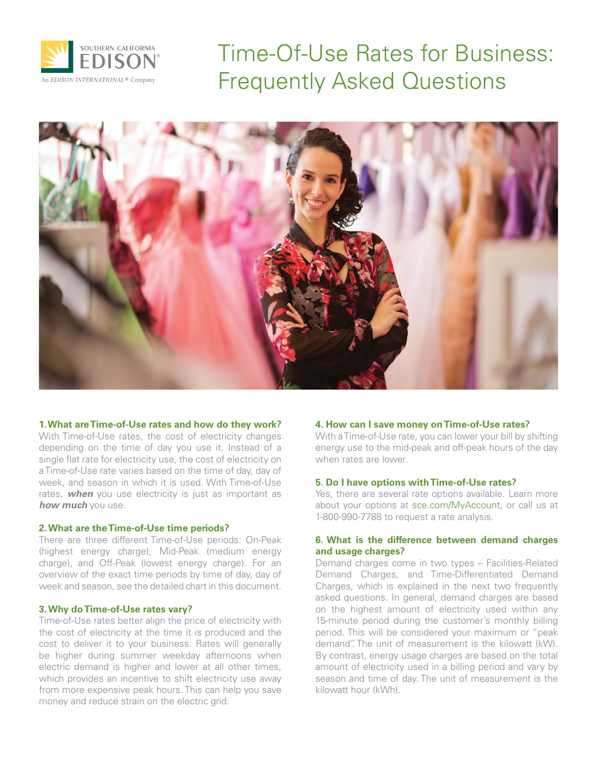SOUTHERN CALIFORNIA EDISON

An EDISON INTERNATIONAL® Company

# Time-Of-Use Rates for Business: Frequently Asked Questions

### 1. What are Time-of-Use rates and how do they work?

With Time-of-Use rates, the cost of electricity changes depending on the time of day you use it. Instead of a single flat rate for electricity use, the cost of electricity on a Time-of-Use rate varies based on the time of day, day of week, and season in which it is used. With Time-of-Use rates, ***when*** you use electricity is just as important as ***how much*** you use.

### 2. What are the Time-of-Use time periods?

There are three different Time-of-Use periods: On-Peak (highest energy charge), Mid-Peak (medium energy charge), and Off-Peak (lowest energy charge). For an overview of the exact time periods by time of day, day of week and season, see the detailed chart in this document.

### 3. Why do Time-of-Use rates vary?

Time-of-Use rates better align the price of electricity with the cost of electricity at the time it is produced and the cost to deliver it to your business. Rates will generally be higher during summer weekday afternoons when electric demand is higher and lower at all other times, which provides an incentive to shift electricity use away from more expensive peak hours. This can help you save money and reduce strain on the electric grid.

### 4. How can I save money on Time-of-Use rates?

With a Time-of-Use rate, you can lower your bill by shifting energy use to the mid-peak and off-peak hours of the day when rates are lower.

### 5. Do I have options with Time-of-Use rates?

Yes, there are several rate options available. Learn more about your options at sce.com/MyAccount, or call us at 1-800-990-7788 to request a rate analysis.

### 6. What is the difference between demand charges and usage charges?

Demand charges come in two types – Facilities-Related Demand Charges, and Time-Differentiated Demand Charges, which is explained in the next two frequently asked questions. In general, demand charges are based on the highest amount of electricity used within any 15-minute period during the customer's monthly billing period. This will be considered your maximum or "peak demand". The unit of measurement is the kilowatt (kW). By contrast, energy usage charges are based on the total amount of electricity used in a billing period and vary by season and time of day. The unit of measurement is the kilowatt hour (kWh).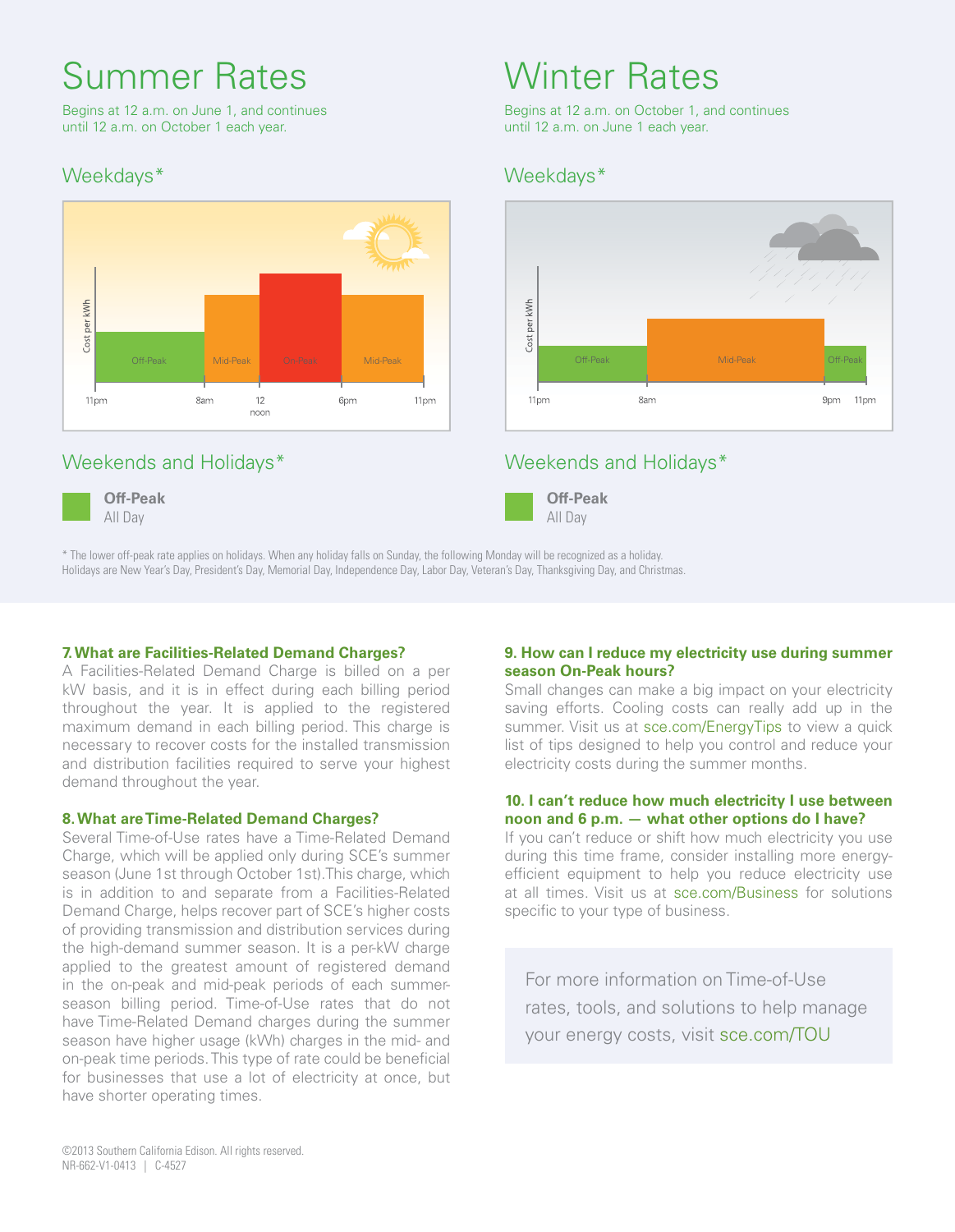# Summer Rates

Begins at 12 a.m. on June 1, and continues until 12 a.m. on October 1 each year.

## Weekdays*

Cost per kWh

Off-Peak
Mid-Peak
On-Peak
Mid-Peak

11pm
8am
12 noon
6pm
11pm

## Weekends and Holidays*

**Off-Peak**
All Day

# Winter Rates

Begins at 12 a.m. on October 1, and continues until 12 a.m. on June 1 each year.

## Weekdays*

Cost per kWh

Off-Peak
Mid-Peak
Off-Peak

11pm
8am
9pm
11pm

## Weekends and Holidays*

**Off-Peak**
All Day

* The lower off-peak rate applies on holidays. When any holiday falls on Sunday, the following Monday will be recognized as a holiday. Holidays are New Year's Day, President's Day, Memorial Day, Independence Day, Labor Day, Veteran's Day, Thanksgiving Day, and Christmas.

### 7. What are Facilities-Related Demand Charges?

A Facilities-Related Demand Charge is billed on a per kW basis, and it is in effect during each billing period throughout the year. It is applied to the registered maximum demand in each billing period. This charge is necessary to recover costs for the installed transmission and distribution facilities required to serve your highest demand throughout the year.

### 8. What are Time-Related Demand Charges?

Several Time-of-Use rates have a Time-Related Demand Charge, which will be applied only during SCE's summer season (June 1st through October 1st). This charge, which is in addition to and separate from a Facilities-Related Demand Charge, helps recover part of SCE's higher costs of providing transmission and distribution services during the high-demand summer season. It is a per-kW charge applied to the greatest amount of registered demand in the on-peak and mid-peak periods of each summer-season billing period. Time-of-Use rates that do not have Time-Related Demand charges during the summer season have higher usage (kWh) charges in the mid- and on-peak time periods. This type of rate could be beneficial for businesses that use a lot of electricity at once, but have shorter operating times.

### 9. How can I reduce my electricity use during summer season On-Peak hours?

Small changes can make a big impact on your electricity saving efforts. Cooling costs can really add up in the summer. Visit us at sce.com/EnergyTips to view a quick list of tips designed to help you control and reduce your electricity costs during the summer months.

### 10. I can't reduce how much electricity I use between noon and 6 p.m. — what other options do I have?

If you can't reduce or shift how much electricity you use during this time frame, consider installing more energy-efficient equipment to help you reduce electricity use at all times. Visit us at sce.com/Business for solutions specific to your type of business.

For more information on Time-of-Use rates, tools, and solutions to help manage your energy costs, visit sce.com/TOU

©2013 Southern California Edison. All rights reserved.
NR-662-V1-0413 | C-4527